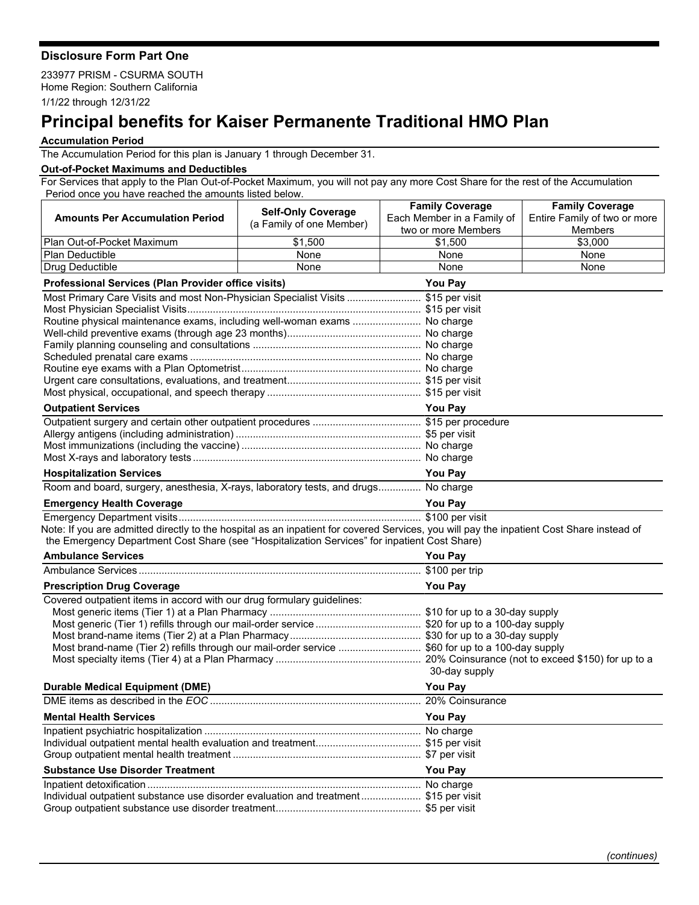**Disclosure Form Part One**

233977 PRISM - CSURMA SOUTH
Home Region: Southern California
1/1/22 through 12/31/22

# Principal benefits for Kaiser Permanente Traditional HMO Plan

**Accumulation Period**

The Accumulation Period for this plan is January 1 through December 31.

**Out-of-Pocket Maximums and Deductibles**

For Services that apply to the Plan Out-of-Pocket Maximum, you will not pay any more Cost Share for the rest of the Accumulation Period once you have reached the amounts listed below.

| Amounts Per Accumulation Period | Self-Only Coverage (a Family of one Member) | Family Coverage Each Member in a Family of two or more Members | Family Coverage Entire Family of two or more Members |
|---|---|---|---|
| Plan Out-of-Pocket Maximum | $1,500 | $1,500 | $3,000 |
| Plan Deductible | None | None | None |
| Drug Deductible | None | None | None |

| Professional Services (Plan Provider office visits) | You Pay |
|---|---|
| Most Primary Care Visits and most Non-Physician Specialist Visits | $15 per visit |
| Most Physician Specialist Visits | $15 per visit |
| Routine physical maintenance exams, including well-woman exams | No charge |
| Well-child preventive exams (through age 23 months) | No charge |
| Family planning counseling and consultations | No charge |
| Scheduled prenatal care exams | No charge |
| Routine eye exams with a Plan Optometrist | No charge |
| Urgent care consultations, evaluations, and treatment | $15 per visit |
| Most physical, occupational, and speech therapy | $15 per visit |

| Outpatient Services | You Pay |
|---|---|
| Outpatient surgery and certain other outpatient procedures | $15 per procedure |
| Allergy antigens (including administration) | $5 per visit |
| Most immunizations (including the vaccine) | No charge |
| Most X-rays and laboratory tests | No charge |

| Hospitalization Services | You Pay |
|---|---|
| Room and board, surgery, anesthesia, X-rays, laboratory tests, and drugs | No charge |

| Emergency Health Coverage | You Pay |
|---|---|
| Emergency Department visits | $100 per visit |

Note: If you are admitted directly to the hospital as an inpatient for covered Services, you will pay the inpatient Cost Share instead of the Emergency Department Cost Share (see "Hospitalization Services" for inpatient Cost Share)

| Ambulance Services | You Pay |
|---|---|
| Ambulance Services | $100 per trip |

| Prescription Drug Coverage | You Pay |
|---|---|
| Covered outpatient items in accord with our drug formulary guidelines: | |
| Most generic items (Tier 1) at a Plan Pharmacy | $10 for up to a 30-day supply |
| Most generic (Tier 1) refills through our mail-order service | $20 for up to a 100-day supply |
| Most brand-name items (Tier 2) at a Plan Pharmacy | $30 for up to a 30-day supply |
| Most brand-name (Tier 2) refills through our mail-order service | $60 for up to a 100-day supply |
| Most specialty items (Tier 4) at a Plan Pharmacy | 20% Coinsurance (not to exceed $150) for up to a 30-day supply |

| Durable Medical Equipment (DME) | You Pay |
|---|---|
| DME items as described in the *EOC* | 20% Coinsurance |

| Mental Health Services | You Pay |
|---|---|
| Inpatient psychiatric hospitalization | No charge |
| Individual outpatient mental health evaluation and treatment | $15 per visit |
| Group outpatient mental health treatment | $7 per visit |

| Substance Use Disorder Treatment | You Pay |
|---|---|
| Inpatient detoxification | No charge |
| Individual outpatient substance use disorder evaluation and treatment | $15 per visit |
| Group outpatient substance use disorder treatment | $5 per visit |

*(continues)*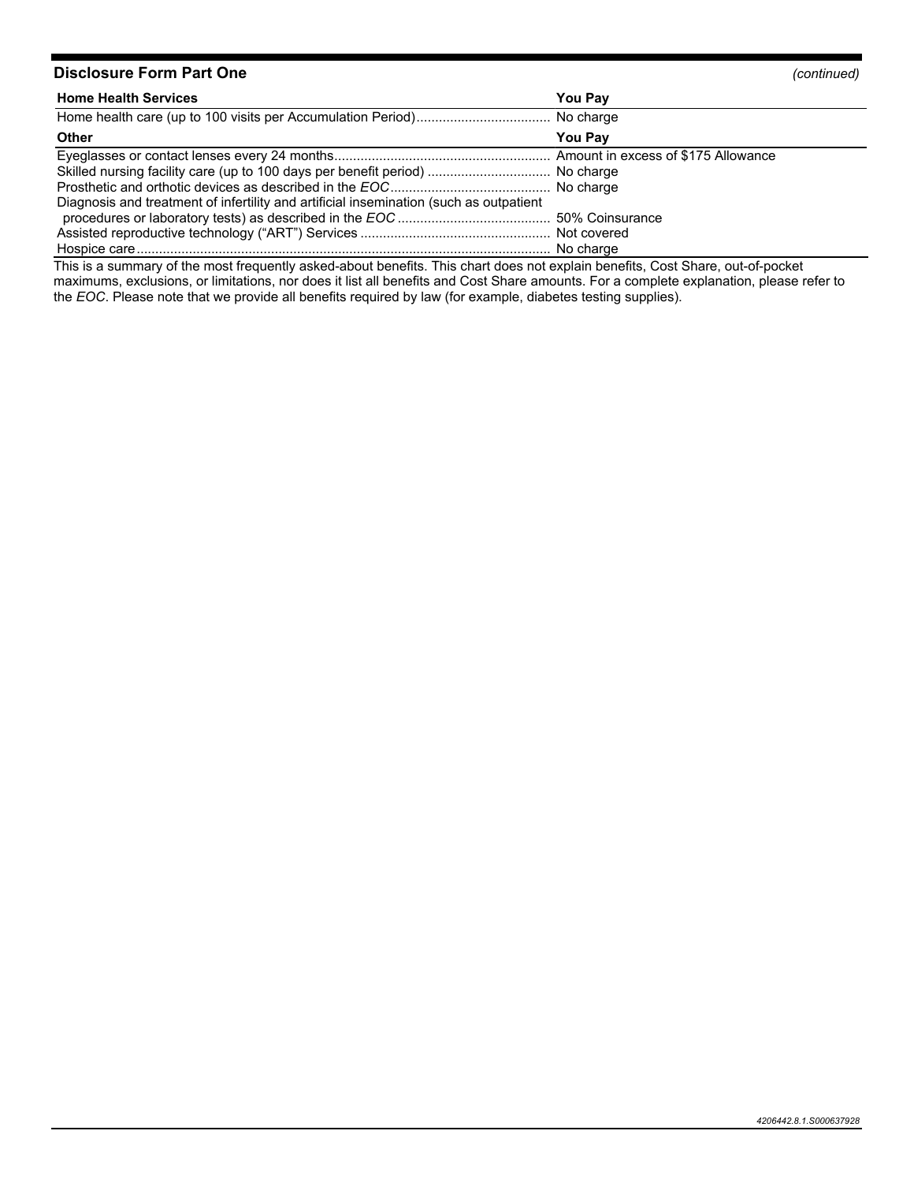## Disclosure Form Part One

*(continued)*

| Home Health Services | You Pay |
|---|---|
| Home health care (up to 100 visits per Accumulation Period) | No charge |
| **Other** | **You Pay** |
| Eyeglasses or contact lenses every 24 months | Amount in excess of $175 Allowance |
| Skilled nursing facility care (up to 100 days per benefit period) | No charge |
| Prosthetic and orthotic devices as described in the *EOC* | No charge |
| Diagnosis and treatment of infertility and artificial insemination (such as outpatient procedures or laboratory tests) as described in the *EOC* | 50% Coinsurance |
| Assisted reproductive technology ("ART") Services | Not covered |
| Hospice care | No charge |

This is a summary of the most frequently asked-about benefits. This chart does not explain benefits, Cost Share, out-of-pocket maximums, exclusions, or limitations, nor does it list all benefits and Cost Share amounts. For a complete explanation, please refer to the *EOC*. Please note that we provide all benefits required by law (for example, diabetes testing supplies).

4206442.8.1.S000637928